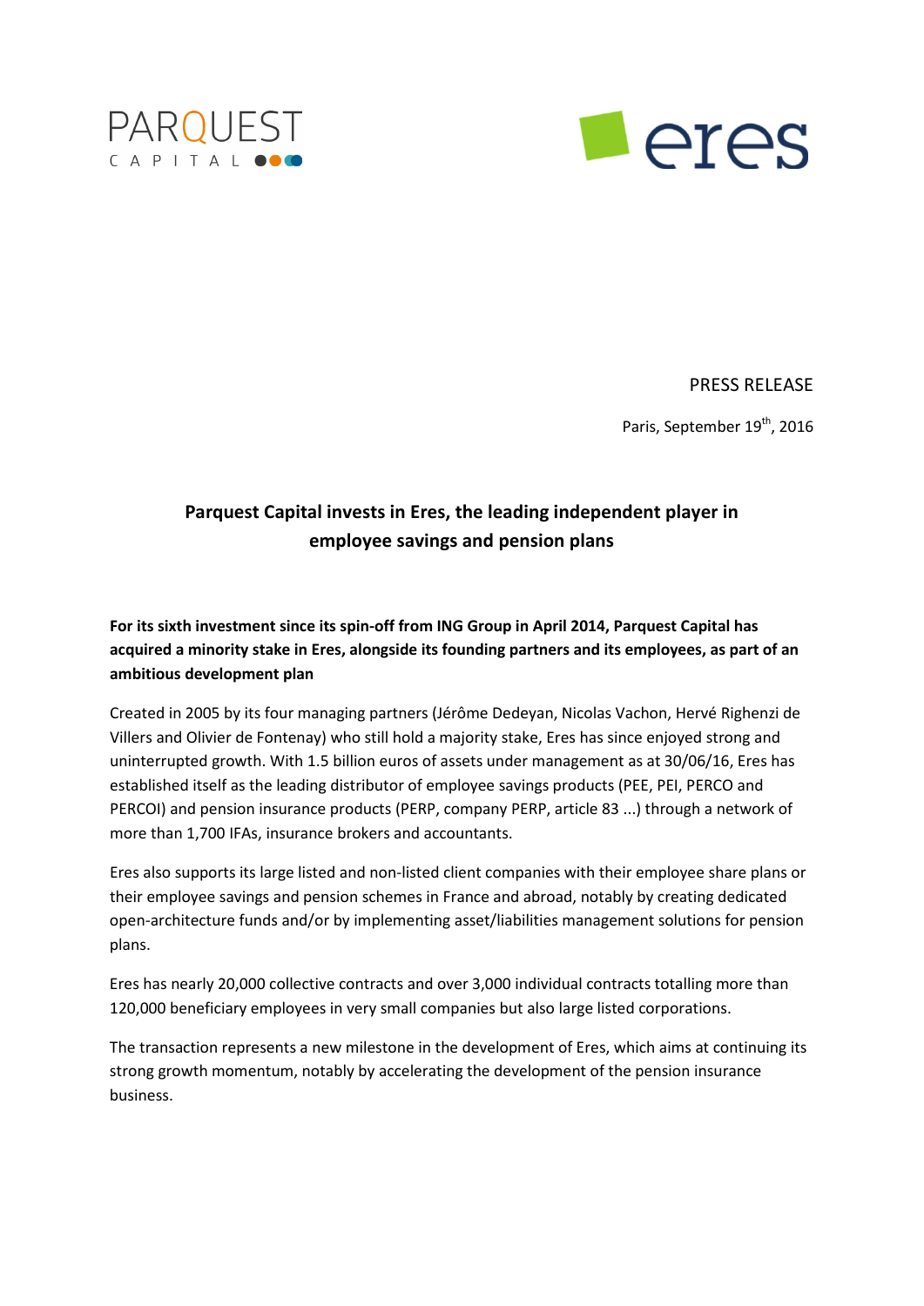PARQUEST CAPITAL

eres

PRESS RELEASE

Paris, September 19th, 2016

# Parquest Capital invests in Eres, the leading independent player in employee savings and pension plans

**For its sixth investment since its spin-off from ING Group in April 2014, Parquest Capital has acquired a minority stake in Eres, alongside its founding partners and its employees, as part of an ambitious development plan**

Created in 2005 by its four managing partners (Jérôme Dedeyan, Nicolas Vachon, Hervé Righenzi de Villers and Olivier de Fontenay) who still hold a majority stake, Eres has since enjoyed strong and uninterrupted growth. With 1.5 billion euros of assets under management as at 30/06/16, Eres has established itself as the leading distributor of employee savings products (PEE, PEI, PERCO and PERCOI) and pension insurance products (PERP, company PERP, article 83 ...) through a network of more than 1,700 IFAs, insurance brokers and accountants.

Eres also supports its large listed and non-listed client companies with their employee share plans or their employee savings and pension schemes in France and abroad, notably by creating dedicated open-architecture funds and/or by implementing asset/liabilities management solutions for pension plans.

Eres has nearly 20,000 collective contracts and over 3,000 individual contracts totalling more than 120,000 beneficiary employees in very small companies but also large listed corporations.

The transaction represents a new milestone in the development of Eres, which aims at continuing its strong growth momentum, notably by accelerating the development of the pension insurance business.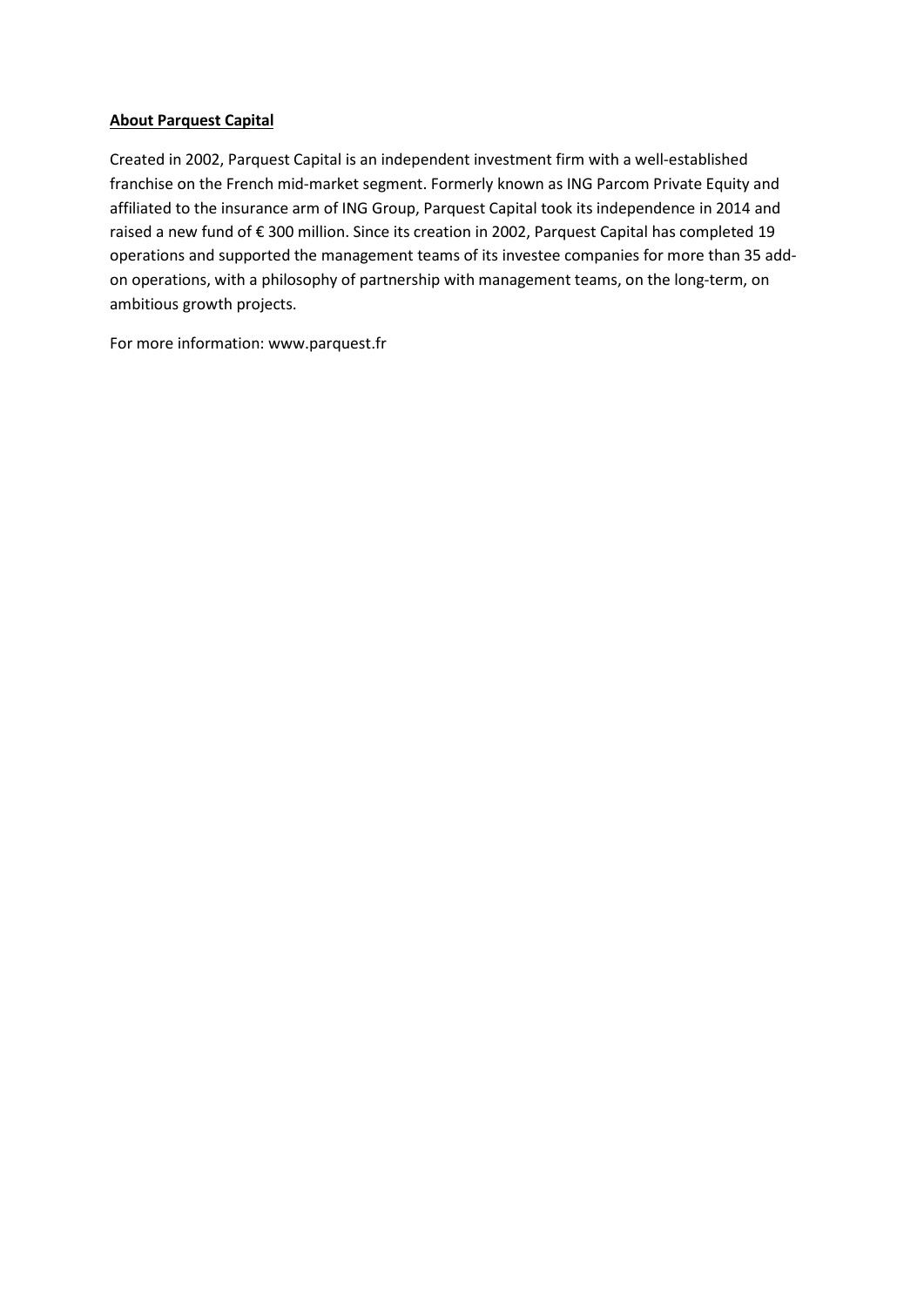**About Parquest Capital**

Created in 2002, Parquest Capital is an independent investment firm with a well-established franchise on the French mid-market segment. Formerly known as ING Parcom Private Equity and affiliated to the insurance arm of ING Group, Parquest Capital took its independence in 2014 and raised a new fund of € 300 million. Since its creation in 2002, Parquest Capital has completed 19 operations and supported the management teams of its investee companies for more than 35 add-on operations, with a philosophy of partnership with management teams, on the long-term, on ambitious growth projects.

For more information: www.parquest.fr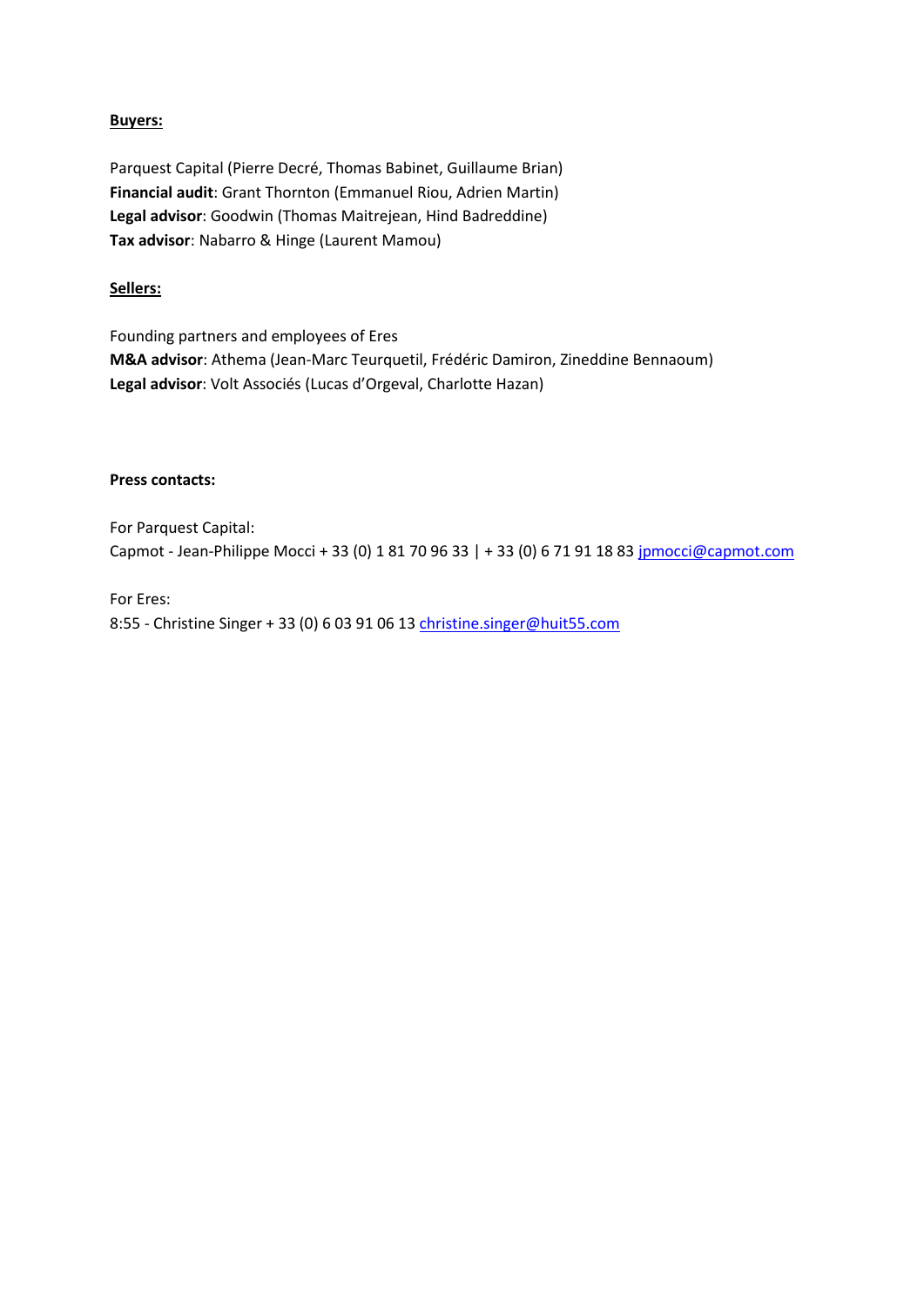**Buyers:**

Parquest Capital (Pierre Decré, Thomas Babinet, Guillaume Brian)
**Financial audit**: Grant Thornton (Emmanuel Riou, Adrien Martin)
**Legal advisor**: Goodwin (Thomas Maitrejean, Hind Badreddine)
**Tax advisor**: Nabarro & Hinge (Laurent Mamou)

**Sellers:**

Founding partners and employees of Eres
**M&A advisor**: Athema (Jean-Marc Teurquetil, Frédéric Damiron, Zineddine Bennaoum)
**Legal advisor**: Volt Associés (Lucas d'Orgeval, Charlotte Hazan)

**Press contacts:**

For Parquest Capital:
Capmot - Jean-Philippe Mocci + 33 (0) 1 81 70 96 33 | + 33 (0) 6 71 91 18 83 jpmocci@capmot.com

For Eres:
8:55 - Christine Singer + 33 (0) 6 03 91 06 13 christine.singer@huit55.com